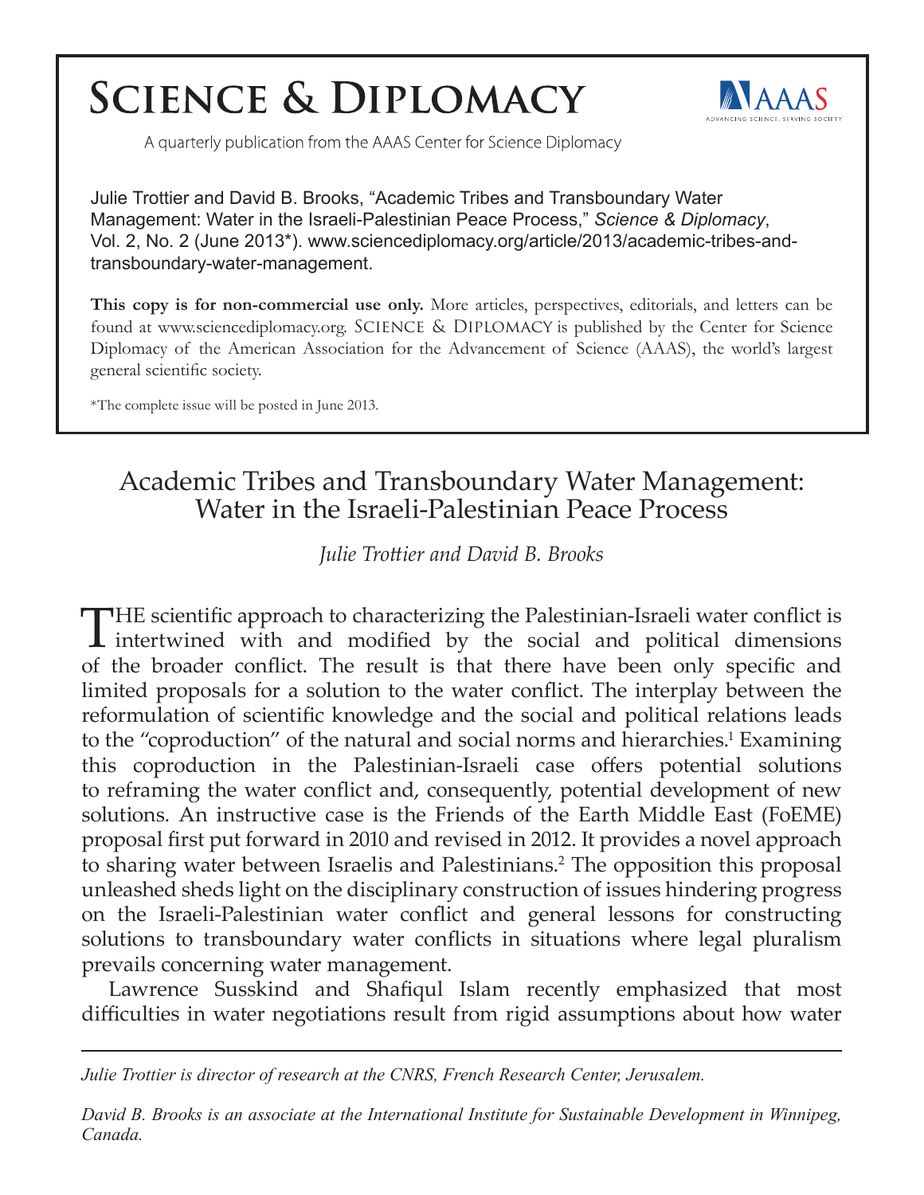# Science & Diplomacy

A quarterly publication from the AAAS Center for Science Diplomacy

Julie Trottier and David B. Brooks, "Academic Tribes and Transboundary Water Management: Water in the Israeli-Palestinian Peace Process," *Science & Diplomacy*, Vol. 2, No. 2 (June 2013*). www.sciencediplomacy.org/article/2013/academic-tribes-and-transboundary-water-management.

**This copy is for non-commercial use only.** More articles, perspectives, editorials, and letters can be found at www.sciencediplomacy.org. SCIENCE & DIPLOMACY is published by the Center for Science Diplomacy of the American Association for the Advancement of Science (AAAS), the world's largest general scientific society.

*The complete issue will be posted in June 2013.

# Academic Tribes and Transboundary Water Management: Water in the Israeli-Palestinian Peace Process

*Julie Trottier and David B. Brooks*

THE scientific approach to characterizing the Palestinian-Israeli water conflict is intertwined with and modified by the social and political dimensions of the broader conflict. The result is that there have been only specific and limited proposals for a solution to the water conflict. The interplay between the reformulation of scientific knowledge and the social and political relations leads to the "coproduction" of the natural and social norms and hierarchies.[1] Examining this coproduction in the Palestinian-Israeli case offers potential solutions to reframing the water conflict and, consequently, potential development of new solutions. An instructive case is the Friends of the Earth Middle East (FoEME) proposal first put forward in 2010 and revised in 2012. It provides a novel approach to sharing water between Israelis and Palestinians.[2] The opposition this proposal unleashed sheds light on the disciplinary construction of issues hindering progress on the Israeli-Palestinian water conflict and general lessons for constructing solutions to transboundary water conflicts in situations where legal pluralism prevails concerning water management.

Lawrence Susskind and Shafiqul Islam recently emphasized that most difficulties in water negotiations result from rigid assumptions about how water

---

*Julie Trottier is director of research at the CNRS, French Research Center, Jerusalem.*

*David B. Brooks is an associate at the International Institute for Sustainable Development in Winnipeg, Canada.*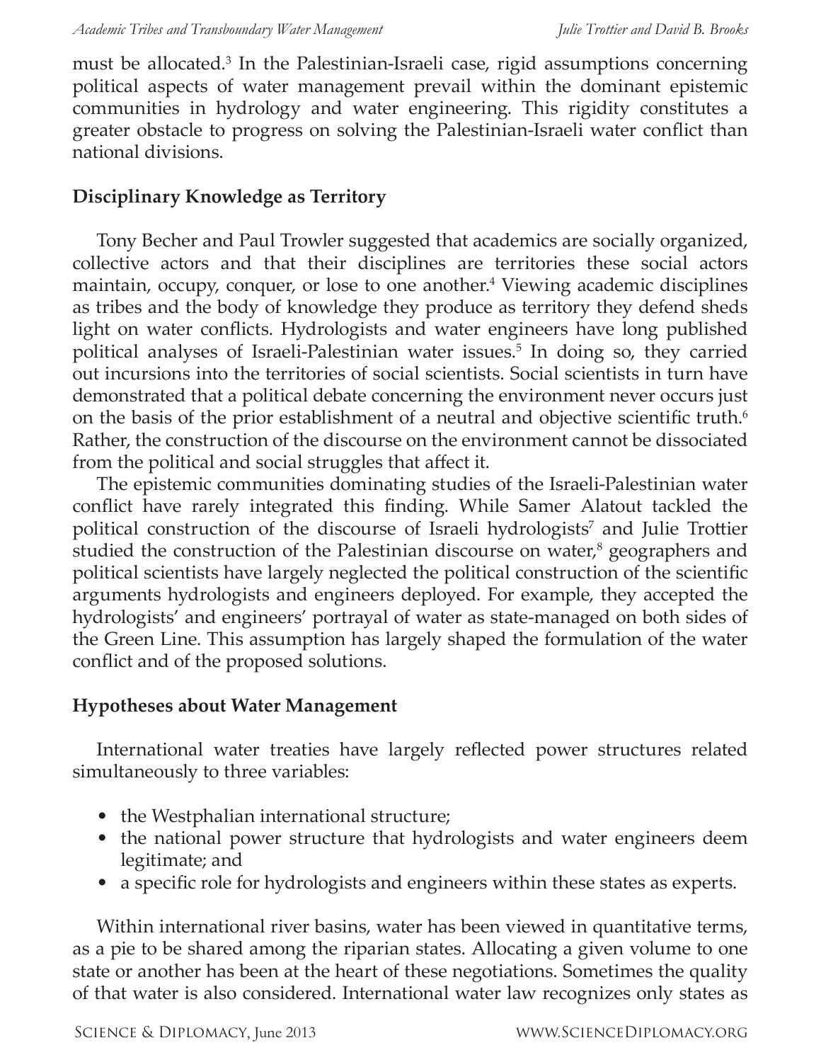must be allocated.[3] In the Palestinian-Israeli case, rigid assumptions concerning political aspects of water management prevail within the dominant epistemic communities in hydrology and water engineering. This rigidity constitutes a greater obstacle to progress on solving the Palestinian-Israeli water conflict than national divisions.

## Disciplinary Knowledge as Territory

Tony Becher and Paul Trowler suggested that academics are socially organized, collective actors and that their disciplines are territories these social actors maintain, occupy, conquer, or lose to one another.[4] Viewing academic disciplines as tribes and the body of knowledge they produce as territory they defend sheds light on water conflicts. Hydrologists and water engineers have long published political analyses of Israeli-Palestinian water issues.[5] In doing so, they carried out incursions into the territories of social scientists. Social scientists in turn have demonstrated that a political debate concerning the environment never occurs just on the basis of the prior establishment of a neutral and objective scientific truth.[6] Rather, the construction of the discourse on the environment cannot be dissociated from the political and social struggles that affect it.

The epistemic communities dominating studies of the Israeli-Palestinian water conflict have rarely integrated this finding. While Samer Alatout tackled the political construction of the discourse of Israeli hydrologists[7] and Julie Trottier studied the construction of the Palestinian discourse on water,[8] geographers and political scientists have largely neglected the political construction of the scientific arguments hydrologists and engineers deployed. For example, they accepted the hydrologists' and engineers' portrayal of water as state-managed on both sides of the Green Line. This assumption has largely shaped the formulation of the water conflict and of the proposed solutions.

## Hypotheses about Water Management

International water treaties have largely reflected power structures related simultaneously to three variables:

- the Westphalian international structure;
- the national power structure that hydrologists and water engineers deem legitimate; and
- a specific role for hydrologists and engineers within these states as experts.

Within international river basins, water has been viewed in quantitative terms, as a pie to be shared among the riparian states. Allocating a given volume to one state or another has been at the heart of these negotiations. Sometimes the quality of that water is also considered. International water law recognizes only states as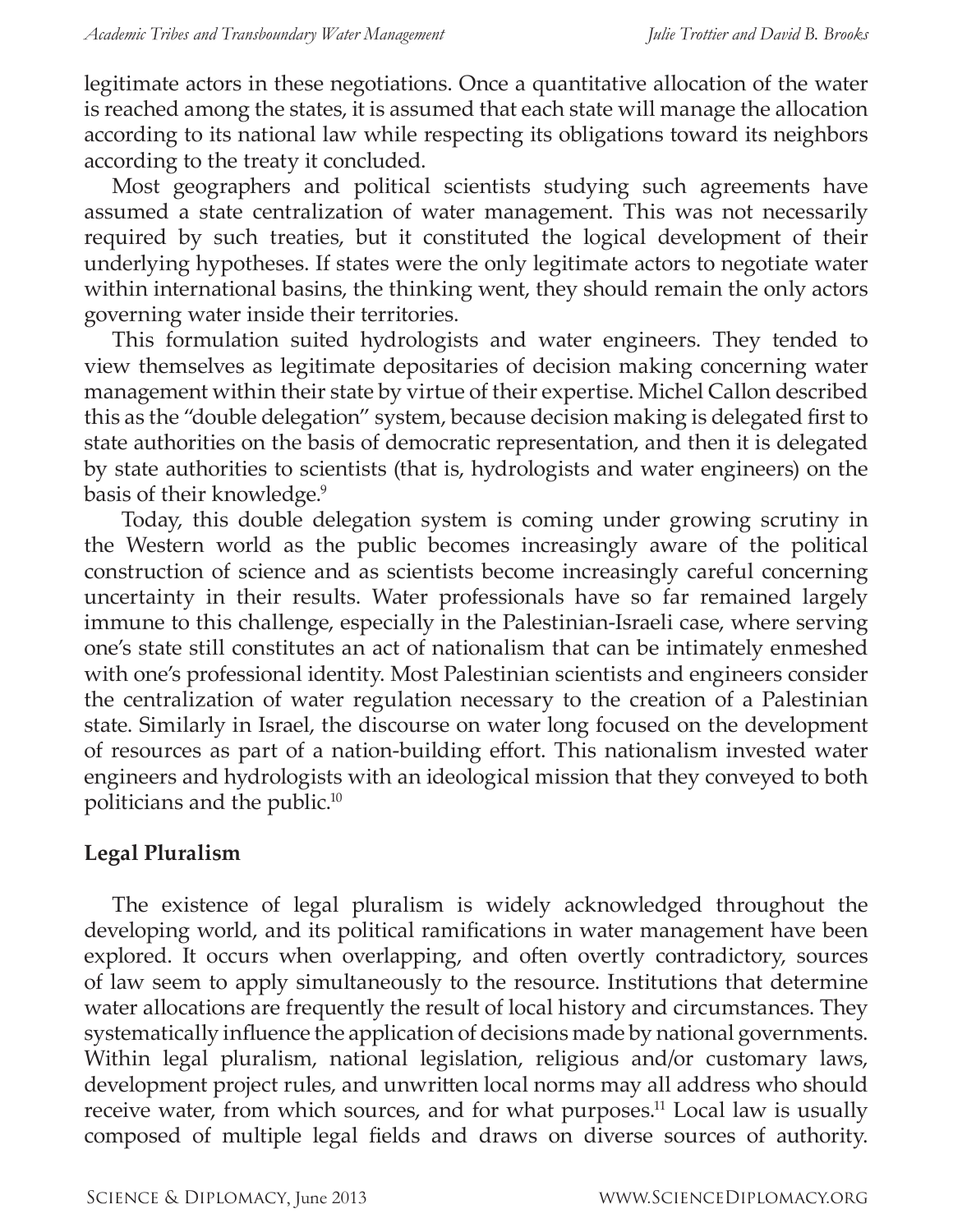legitimate actors in these negotiations. Once a quantitative allocation of the water is reached among the states, it is assumed that each state will manage the allocation according to its national law while respecting its obligations toward its neighbors according to the treaty it concluded.

Most geographers and political scientists studying such agreements have assumed a state centralization of water management. This was not necessarily required by such treaties, but it constituted the logical development of their underlying hypotheses. If states were the only legitimate actors to negotiate water within international basins, the thinking went, they should remain the only actors governing water inside their territories.

This formulation suited hydrologists and water engineers. They tended to view themselves as legitimate depositaries of decision making concerning water management within their state by virtue of their expertise. Michel Callon described this as the "double delegation" system, because decision making is delegated first to state authorities on the basis of democratic representation, and then it is delegated by state authorities to scientists (that is, hydrologists and water engineers) on the basis of their knowledge.[9]

Today, this double delegation system is coming under growing scrutiny in the Western world as the public becomes increasingly aware of the political construction of science and as scientists become increasingly careful concerning uncertainty in their results. Water professionals have so far remained largely immune to this challenge, especially in the Palestinian-Israeli case, where serving one's state still constitutes an act of nationalism that can be intimately enmeshed with one's professional identity. Most Palestinian scientists and engineers consider the centralization of water regulation necessary to the creation of a Palestinian state. Similarly in Israel, the discourse on water long focused on the development of resources as part of a nation-building effort. This nationalism invested water engineers and hydrologists with an ideological mission that they conveyed to both politicians and the public.[10]

## Legal Pluralism

The existence of legal pluralism is widely acknowledged throughout the developing world, and its political ramifications in water management have been explored. It occurs when overlapping, and often overtly contradictory, sources of law seem to apply simultaneously to the resource. Institutions that determine water allocations are frequently the result of local history and circumstances. They systematically influence the application of decisions made by national governments. Within legal pluralism, national legislation, religious and/or customary laws, development project rules, and unwritten local norms may all address who should receive water, from which sources, and for what purposes.[11] Local law is usually composed of multiple legal fields and draws on diverse sources of authority.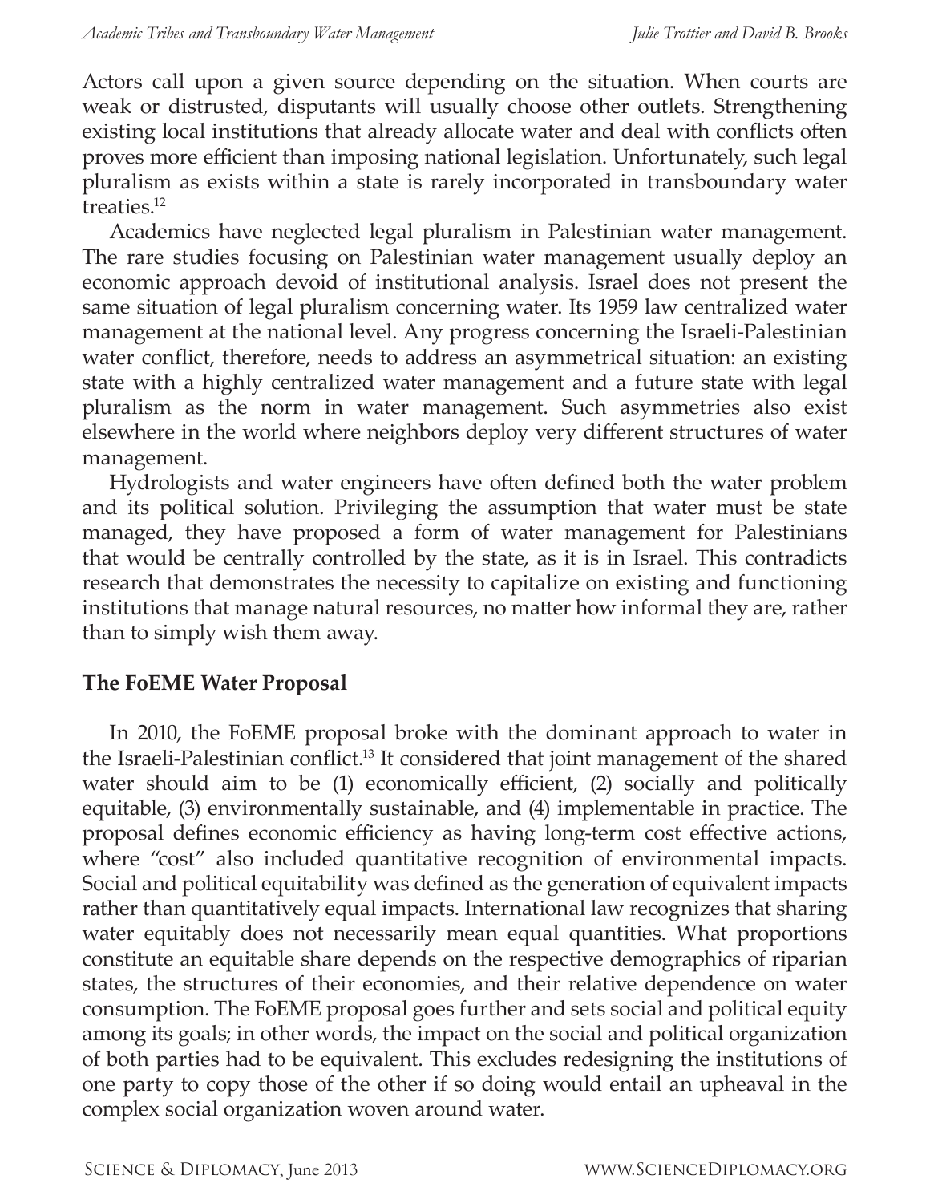Actors call upon a given source depending on the situation. When courts are weak or distrusted, disputants will usually choose other outlets. Strengthening existing local institutions that already allocate water and deal with conflicts often proves more efficient than imposing national legislation. Unfortunately, such legal pluralism as exists within a state is rarely incorporated in transboundary water treaties.[12]

Academics have neglected legal pluralism in Palestinian water management. The rare studies focusing on Palestinian water management usually deploy an economic approach devoid of institutional analysis. Israel does not present the same situation of legal pluralism concerning water. Its 1959 law centralized water management at the national level. Any progress concerning the Israeli-Palestinian water conflict, therefore, needs to address an asymmetrical situation: an existing state with a highly centralized water management and a future state with legal pluralism as the norm in water management. Such asymmetries also exist elsewhere in the world where neighbors deploy very different structures of water management.

Hydrologists and water engineers have often defined both the water problem and its political solution. Privileging the assumption that water must be state managed, they have proposed a form of water management for Palestinians that would be centrally controlled by the state, as it is in Israel. This contradicts research that demonstrates the necessity to capitalize on existing and functioning institutions that manage natural resources, no matter how informal they are, rather than to simply wish them away.

## The FoEME Water Proposal

In 2010, the FoEME proposal broke with the dominant approach to water in the Israeli-Palestinian conflict.[13] It considered that joint management of the shared water should aim to be (1) economically efficient, (2) socially and politically equitable, (3) environmentally sustainable, and (4) implementable in practice. The proposal defines economic efficiency as having long-term cost effective actions, where "cost" also included quantitative recognition of environmental impacts. Social and political equitability was defined as the generation of equivalent impacts rather than quantitatively equal impacts. International law recognizes that sharing water equitably does not necessarily mean equal quantities. What proportions constitute an equitable share depends on the respective demographics of riparian states, the structures of their economies, and their relative dependence on water consumption. The FoEME proposal goes further and sets social and political equity among its goals; in other words, the impact on the social and political organization of both parties had to be equivalent. This excludes redesigning the institutions of one party to copy those of the other if so doing would entail an upheaval in the complex social organization woven around water.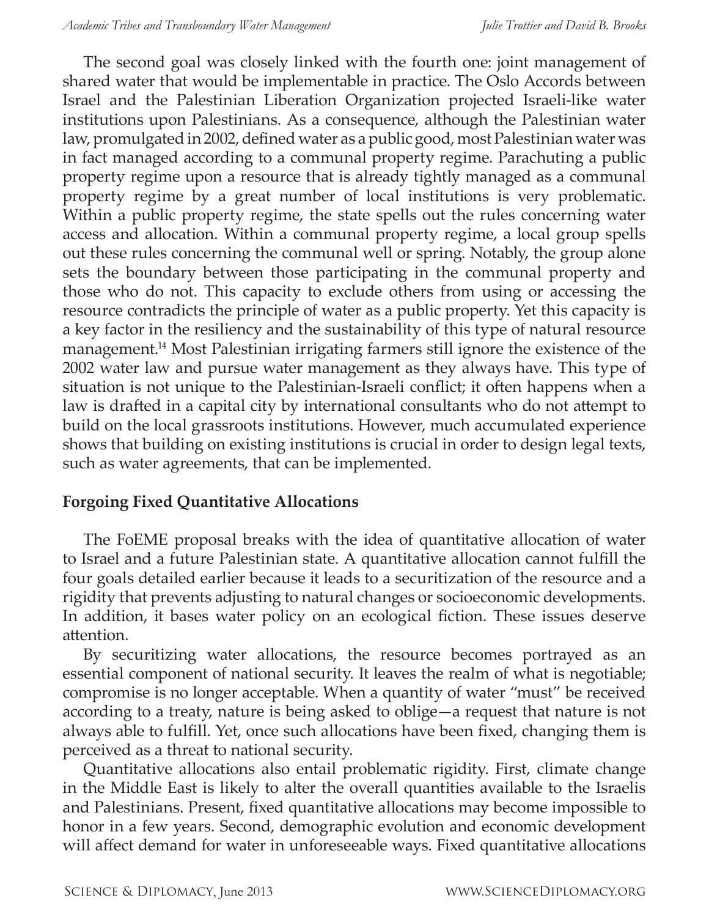The second goal was closely linked with the fourth one: joint management of shared water that would be implementable in practice. The Oslo Accords between Israel and the Palestinian Liberation Organization projected Israeli-like water institutions upon Palestinians. As a consequence, although the Palestinian water law, promulgated in 2002, defined water as a public good, most Palestinian water was in fact managed according to a communal property regime. Parachuting a public property regime upon a resource that is already tightly managed as a communal property regime by a great number of local institutions is very problematic. Within a public property regime, the state spells out the rules concerning water access and allocation. Within a communal property regime, a local group spells out these rules concerning the communal well or spring. Notably, the group alone sets the boundary between those participating in the communal property and those who do not. This capacity to exclude others from using or accessing the resource contradicts the principle of water as a public property. Yet this capacity is a key factor in the resiliency and the sustainability of this type of natural resource management.[14] Most Palestinian irrigating farmers still ignore the existence of the 2002 water law and pursue water management as they always have. This type of situation is not unique to the Palestinian-Israeli conflict; it often happens when a law is drafted in a capital city by international consultants who do not attempt to build on the local grassroots institutions. However, much accumulated experience shows that building on existing institutions is crucial in order to design legal texts, such as water agreements, that can be implemented.

## Forgoing Fixed Quantitative Allocations

The FoEME proposal breaks with the idea of quantitative allocation of water to Israel and a future Palestinian state. A quantitative allocation cannot fulfill the four goals detailed earlier because it leads to a securitization of the resource and a rigidity that prevents adjusting to natural changes or socioeconomic developments. In addition, it bases water policy on an ecological fiction. These issues deserve attention.

By securitizing water allocations, the resource becomes portrayed as an essential component of national security. It leaves the realm of what is negotiable; compromise is no longer acceptable. When a quantity of water "must" be received according to a treaty, nature is being asked to oblige—a request that nature is not always able to fulfill. Yet, once such allocations have been fixed, changing them is perceived as a threat to national security.

Quantitative allocations also entail problematic rigidity. First, climate change in the Middle East is likely to alter the overall quantities available to the Israelis and Palestinians. Present, fixed quantitative allocations may become impossible to honor in a few years. Second, demographic evolution and economic development will affect demand for water in unforeseeable ways. Fixed quantitative allocations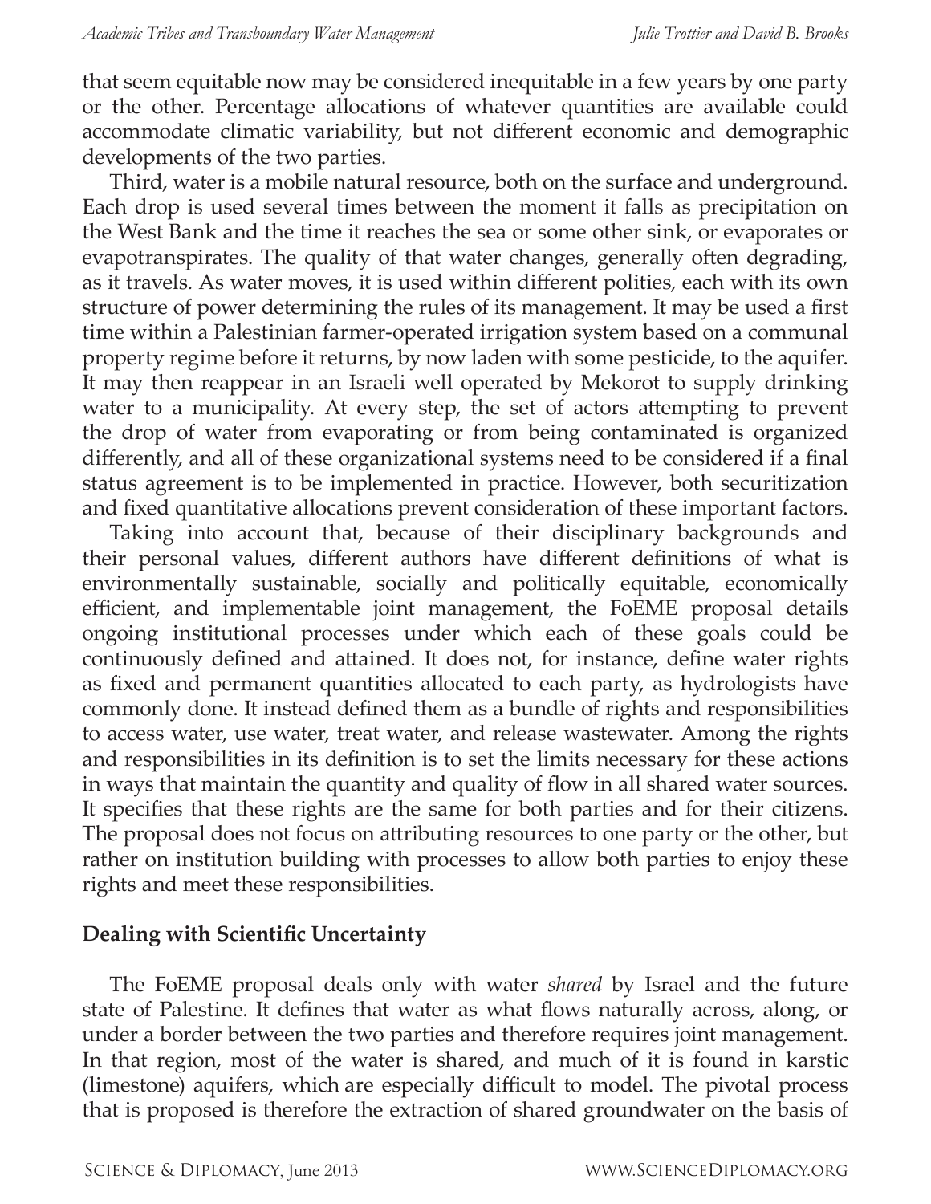that seem equitable now may be considered inequitable in a few years by one party or the other. Percentage allocations of whatever quantities are available could accommodate climatic variability, but not different economic and demographic developments of the two parties.

Third, water is a mobile natural resource, both on the surface and underground. Each drop is used several times between the moment it falls as precipitation on the West Bank and the time it reaches the sea or some other sink, or evaporates or evapotranspirates. The quality of that water changes, generally often degrading, as it travels. As water moves, it is used within different polities, each with its own structure of power determining the rules of its management. It may be used a first time within a Palestinian farmer-operated irrigation system based on a communal property regime before it returns, by now laden with some pesticide, to the aquifer. It may then reappear in an Israeli well operated by Mekorot to supply drinking water to a municipality. At every step, the set of actors attempting to prevent the drop of water from evaporating or from being contaminated is organized differently, and all of these organizational systems need to be considered if a final status agreement is to be implemented in practice. However, both securitization and fixed quantitative allocations prevent consideration of these important factors.

Taking into account that, because of their disciplinary backgrounds and their personal values, different authors have different definitions of what is environmentally sustainable, socially and politically equitable, economically efficient, and implementable joint management, the FoEME proposal details ongoing institutional processes under which each of these goals could be continuously defined and attained. It does not, for instance, define water rights as fixed and permanent quantities allocated to each party, as hydrologists have commonly done. It instead defined them as a bundle of rights and responsibilities to access water, use water, treat water, and release wastewater. Among the rights and responsibilities in its definition is to set the limits necessary for these actions in ways that maintain the quantity and quality of flow in all shared water sources. It specifies that these rights are the same for both parties and for their citizens. The proposal does not focus on attributing resources to one party or the other, but rather on institution building with processes to allow both parties to enjoy these rights and meet these responsibilities.

## Dealing with Scientific Uncertainty

The FoEME proposal deals only with water *shared* by Israel and the future state of Palestine. It defines that water as what flows naturally across, along, or under a border between the two parties and therefore requires joint management. In that region, most of the water is shared, and much of it is found in karstic (limestone) aquifers, which are especially difficult to model. The pivotal process that is proposed is therefore the extraction of shared groundwater on the basis of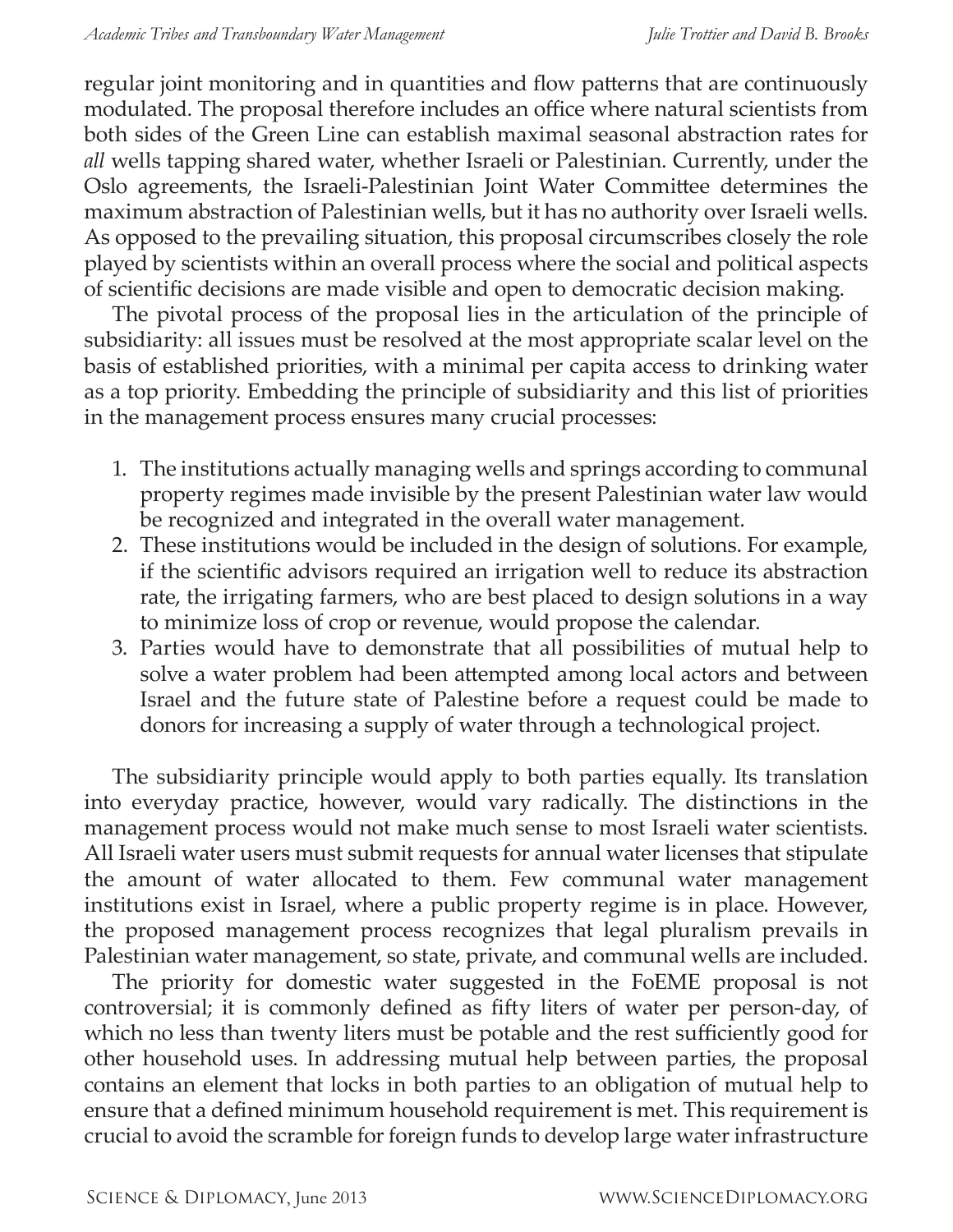regular joint monitoring and in quantities and flow patterns that are continuously modulated. The proposal therefore includes an office where natural scientists from both sides of the Green Line can establish maximal seasonal abstraction rates for *all* wells tapping shared water, whether Israeli or Palestinian. Currently, under the Oslo agreements, the Israeli-Palestinian Joint Water Committee determines the maximum abstraction of Palestinian wells, but it has no authority over Israeli wells. As opposed to the prevailing situation, this proposal circumscribes closely the role played by scientists within an overall process where the social and political aspects of scientific decisions are made visible and open to democratic decision making.

The pivotal process of the proposal lies in the articulation of the principle of subsidiarity: all issues must be resolved at the most appropriate scalar level on the basis of established priorities, with a minimal per capita access to drinking water as a top priority. Embedding the principle of subsidiarity and this list of priorities in the management process ensures many crucial processes:

1. The institutions actually managing wells and springs according to communal property regimes made invisible by the present Palestinian water law would be recognized and integrated in the overall water management.
2. These institutions would be included in the design of solutions. For example, if the scientific advisors required an irrigation well to reduce its abstraction rate, the irrigating farmers, who are best placed to design solutions in a way to minimize loss of crop or revenue, would propose the calendar.
3. Parties would have to demonstrate that all possibilities of mutual help to solve a water problem had been attempted among local actors and between Israel and the future state of Palestine before a request could be made to donors for increasing a supply of water through a technological project.

The subsidiarity principle would apply to both parties equally. Its translation into everyday practice, however, would vary radically. The distinctions in the management process would not make much sense to most Israeli water scientists. All Israeli water users must submit requests for annual water licenses that stipulate the amount of water allocated to them. Few communal water management institutions exist in Israel, where a public property regime is in place. However, the proposed management process recognizes that legal pluralism prevails in Palestinian water management, so state, private, and communal wells are included.

The priority for domestic water suggested in the FoEME proposal is not controversial; it is commonly defined as fifty liters of water per person-day, of which no less than twenty liters must be potable and the rest sufficiently good for other household uses. In addressing mutual help between parties, the proposal contains an element that locks in both parties to an obligation of mutual help to ensure that a defined minimum household requirement is met. This requirement is crucial to avoid the scramble for foreign funds to develop large water infrastructure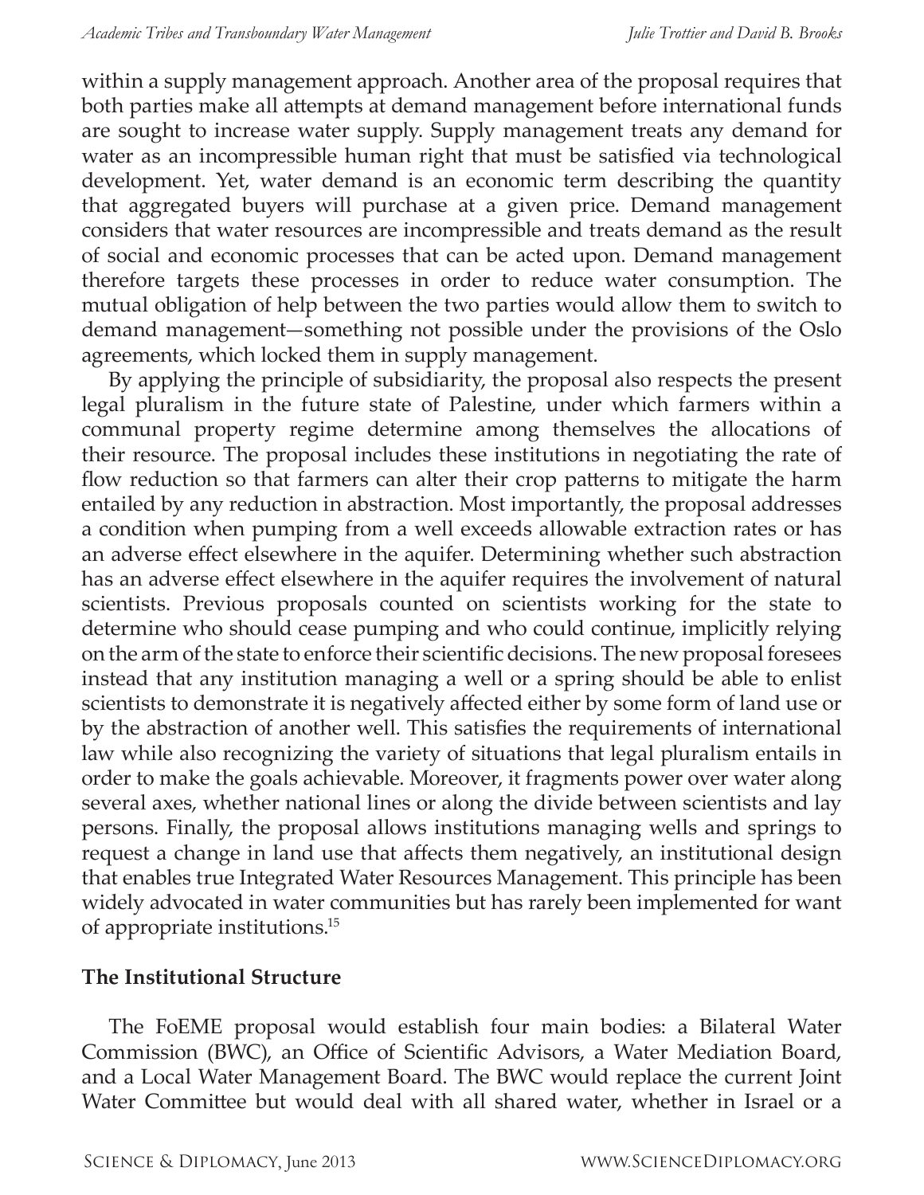within a supply management approach. Another area of the proposal requires that both parties make all attempts at demand management before international funds are sought to increase water supply. Supply management treats any demand for water as an incompressible human right that must be satisfied via technological development. Yet, water demand is an economic term describing the quantity that aggregated buyers will purchase at a given price. Demand management considers that water resources are incompressible and treats demand as the result of social and economic processes that can be acted upon. Demand management therefore targets these processes in order to reduce water consumption. The mutual obligation of help between the two parties would allow them to switch to demand management—something not possible under the provisions of the Oslo agreements, which locked them in supply management.

By applying the principle of subsidiarity, the proposal also respects the present legal pluralism in the future state of Palestine, under which farmers within a communal property regime determine among themselves the allocations of their resource. The proposal includes these institutions in negotiating the rate of flow reduction so that farmers can alter their crop patterns to mitigate the harm entailed by any reduction in abstraction. Most importantly, the proposal addresses a condition when pumping from a well exceeds allowable extraction rates or has an adverse effect elsewhere in the aquifer. Determining whether such abstraction has an adverse effect elsewhere in the aquifer requires the involvement of natural scientists. Previous proposals counted on scientists working for the state to determine who should cease pumping and who could continue, implicitly relying on the arm of the state to enforce their scientific decisions. The new proposal foresees instead that any institution managing a well or a spring should be able to enlist scientists to demonstrate it is negatively affected either by some form of land use or by the abstraction of another well. This satisfies the requirements of international law while also recognizing the variety of situations that legal pluralism entails in order to make the goals achievable. Moreover, it fragments power over water along several axes, whether national lines or along the divide between scientists and lay persons. Finally, the proposal allows institutions managing wells and springs to request a change in land use that affects them negatively, an institutional design that enables true Integrated Water Resources Management. This principle has been widely advocated in water communities but has rarely been implemented for want of appropriate institutions.[15]

## The Institutional Structure

The FoEME proposal would establish four main bodies: a Bilateral Water Commission (BWC), an Office of Scientific Advisors, a Water Mediation Board, and a Local Water Management Board. The BWC would replace the current Joint Water Committee but would deal with all shared water, whether in Israel or a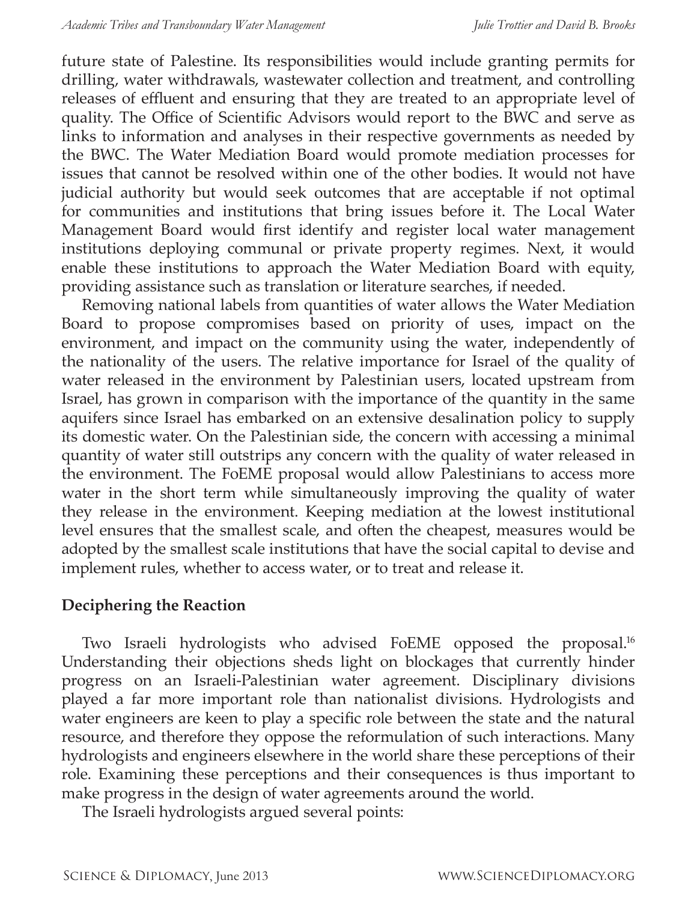future state of Palestine. Its responsibilities would include granting permits for drilling, water withdrawals, wastewater collection and treatment, and controlling releases of effluent and ensuring that they are treated to an appropriate level of quality. The Office of Scientific Advisors would report to the BWC and serve as links to information and analyses in their respective governments as needed by the BWC. The Water Mediation Board would promote mediation processes for issues that cannot be resolved within one of the other bodies. It would not have judicial authority but would seek outcomes that are acceptable if not optimal for communities and institutions that bring issues before it. The Local Water Management Board would first identify and register local water management institutions deploying communal or private property regimes. Next, it would enable these institutions to approach the Water Mediation Board with equity, providing assistance such as translation or literature searches, if needed.

Removing national labels from quantities of water allows the Water Mediation Board to propose compromises based on priority of uses, impact on the environment, and impact on the community using the water, independently of the nationality of the users. The relative importance for Israel of the quality of water released in the environment by Palestinian users, located upstream from Israel, has grown in comparison with the importance of the quantity in the same aquifers since Israel has embarked on an extensive desalination policy to supply its domestic water. On the Palestinian side, the concern with accessing a minimal quantity of water still outstrips any concern with the quality of water released in the environment. The FoEME proposal would allow Palestinians to access more water in the short term while simultaneously improving the quality of water they release in the environment. Keeping mediation at the lowest institutional level ensures that the smallest scale, and often the cheapest, measures would be adopted by the smallest scale institutions that have the social capital to devise and implement rules, whether to access water, or to treat and release it.

## Deciphering the Reaction

Two Israeli hydrologists who advised FoEME opposed the proposal.[16] Understanding their objections sheds light on blockages that currently hinder progress on an Israeli-Palestinian water agreement. Disciplinary divisions played a far more important role than nationalist divisions. Hydrologists and water engineers are keen to play a specific role between the state and the natural resource, and therefore they oppose the reformulation of such interactions. Many hydrologists and engineers elsewhere in the world share these perceptions of their role. Examining these perceptions and their consequences is thus important to make progress in the design of water agreements around the world.

The Israeli hydrologists argued several points: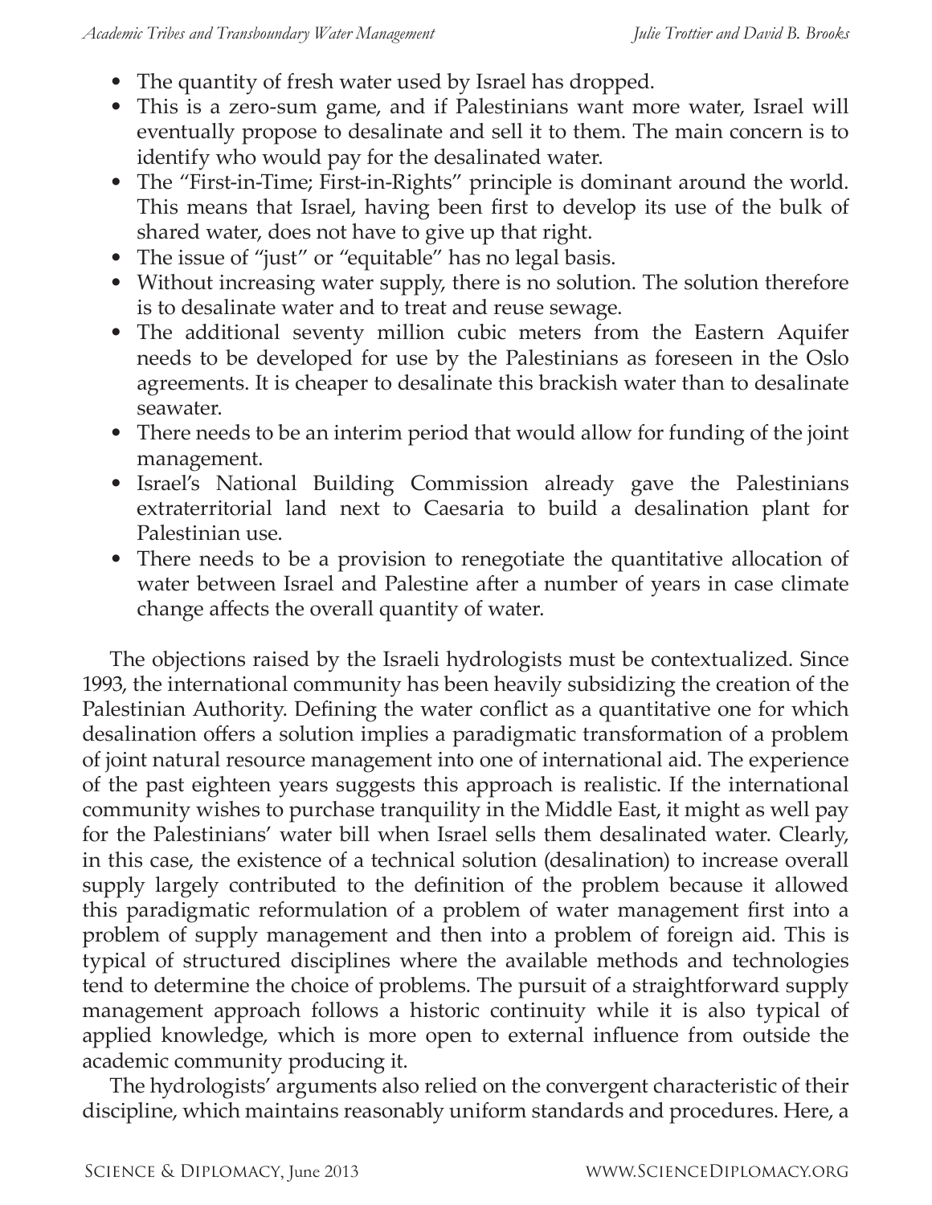- The quantity of fresh water used by Israel has dropped.
- This is a zero-sum game, and if Palestinians want more water, Israel will eventually propose to desalinate and sell it to them. The main concern is to identify who would pay for the desalinated water.
- The "First-in-Time; First-in-Rights" principle is dominant around the world. This means that Israel, having been first to develop its use of the bulk of shared water, does not have to give up that right.
- The issue of "just" or "equitable" has no legal basis.
- Without increasing water supply, there is no solution. The solution therefore is to desalinate water and to treat and reuse sewage.
- The additional seventy million cubic meters from the Eastern Aquifer needs to be developed for use by the Palestinians as foreseen in the Oslo agreements. It is cheaper to desalinate this brackish water than to desalinate seawater.
- There needs to be an interim period that would allow for funding of the joint management.
- Israel's National Building Commission already gave the Palestinians extraterritorial land next to Caesaria to build a desalination plant for Palestinian use.
- There needs to be a provision to renegotiate the quantitative allocation of water between Israel and Palestine after a number of years in case climate change affects the overall quantity of water.

The objections raised by the Israeli hydrologists must be contextualized. Since 1993, the international community has been heavily subsidizing the creation of the Palestinian Authority. Defining the water conflict as a quantitative one for which desalination offers a solution implies a paradigmatic transformation of a problem of joint natural resource management into one of international aid. The experience of the past eighteen years suggests this approach is realistic. If the international community wishes to purchase tranquility in the Middle East, it might as well pay for the Palestinians' water bill when Israel sells them desalinated water. Clearly, in this case, the existence of a technical solution (desalination) to increase overall supply largely contributed to the definition of the problem because it allowed this paradigmatic reformulation of a problem of water management first into a problem of supply management and then into a problem of foreign aid. This is typical of structured disciplines where the available methods and technologies tend to determine the choice of problems. The pursuit of a straightforward supply management approach follows a historic continuity while it is also typical of applied knowledge, which is more open to external influence from outside the academic community producing it.

The hydrologists' arguments also relied on the convergent characteristic of their discipline, which maintains reasonably uniform standards and procedures. Here, a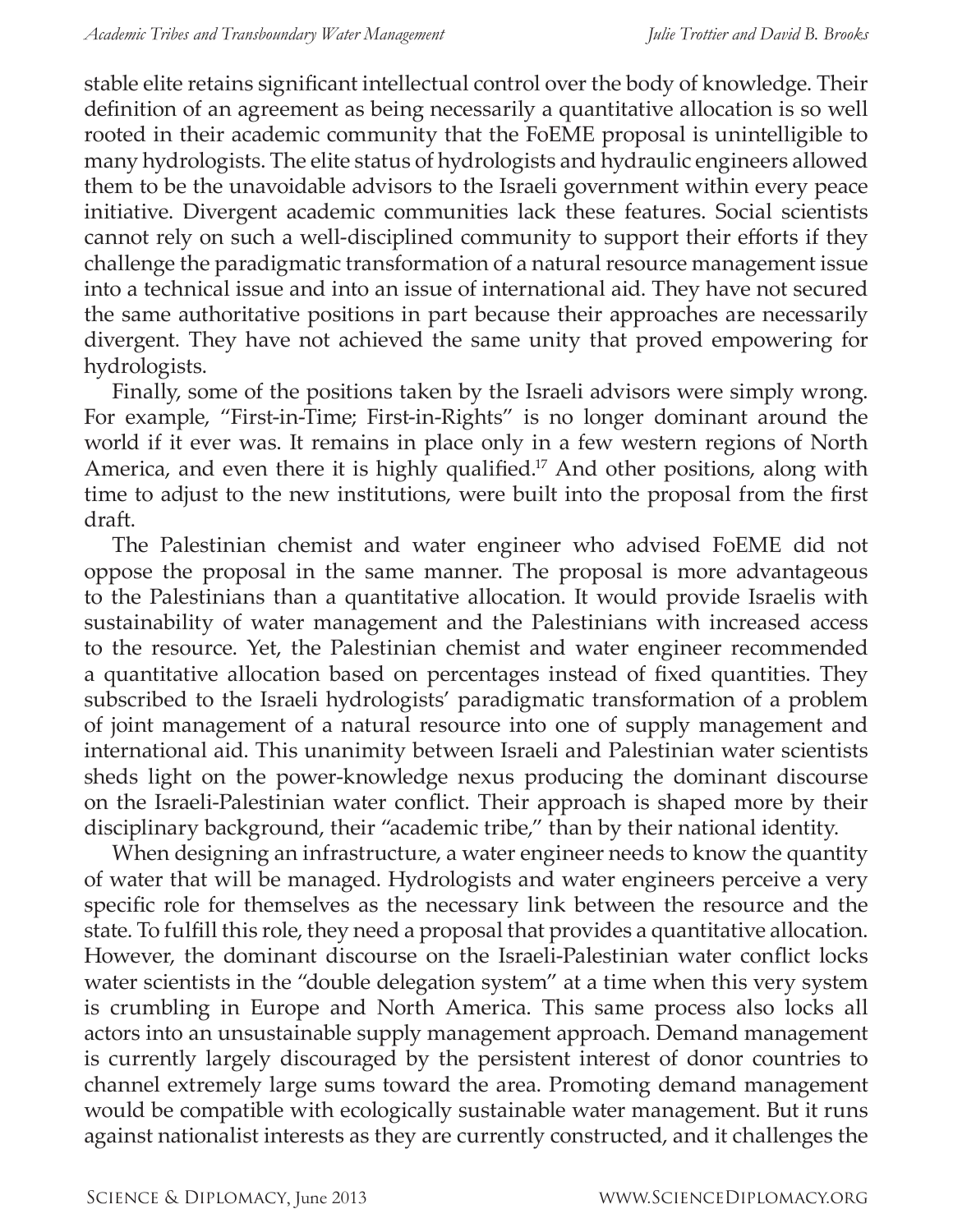stable elite retains significant intellectual control over the body of knowledge. Their definition of an agreement as being necessarily a quantitative allocation is so well rooted in their academic community that the FoEME proposal is unintelligible to many hydrologists. The elite status of hydrologists and hydraulic engineers allowed them to be the unavoidable advisors to the Israeli government within every peace initiative. Divergent academic communities lack these features. Social scientists cannot rely on such a well-disciplined community to support their efforts if they challenge the paradigmatic transformation of a natural resource management issue into a technical issue and into an issue of international aid. They have not secured the same authoritative positions in part because their approaches are necessarily divergent. They have not achieved the same unity that proved empowering for hydrologists.

Finally, some of the positions taken by the Israeli advisors were simply wrong. For example, "First-in-Time; First-in-Rights" is no longer dominant around the world if it ever was. It remains in place only in a few western regions of North America, and even there it is highly qualified.[17] And other positions, along with time to adjust to the new institutions, were built into the proposal from the first draft.

The Palestinian chemist and water engineer who advised FoEME did not oppose the proposal in the same manner. The proposal is more advantageous to the Palestinians than a quantitative allocation. It would provide Israelis with sustainability of water management and the Palestinians with increased access to the resource. Yet, the Palestinian chemist and water engineer recommended a quantitative allocation based on percentages instead of fixed quantities. They subscribed to the Israeli hydrologists' paradigmatic transformation of a problem of joint management of a natural resource into one of supply management and international aid. This unanimity between Israeli and Palestinian water scientists sheds light on the power-knowledge nexus producing the dominant discourse on the Israeli-Palestinian water conflict. Their approach is shaped more by their disciplinary background, their "academic tribe," than by their national identity.

When designing an infrastructure, a water engineer needs to know the quantity of water that will be managed. Hydrologists and water engineers perceive a very specific role for themselves as the necessary link between the resource and the state. To fulfill this role, they need a proposal that provides a quantitative allocation. However, the dominant discourse on the Israeli-Palestinian water conflict locks water scientists in the "double delegation system" at a time when this very system is crumbling in Europe and North America. This same process also locks all actors into an unsustainable supply management approach. Demand management is currently largely discouraged by the persistent interest of donor countries to channel extremely large sums toward the area. Promoting demand management would be compatible with ecologically sustainable water management. But it runs against nationalist interests as they are currently constructed, and it challenges the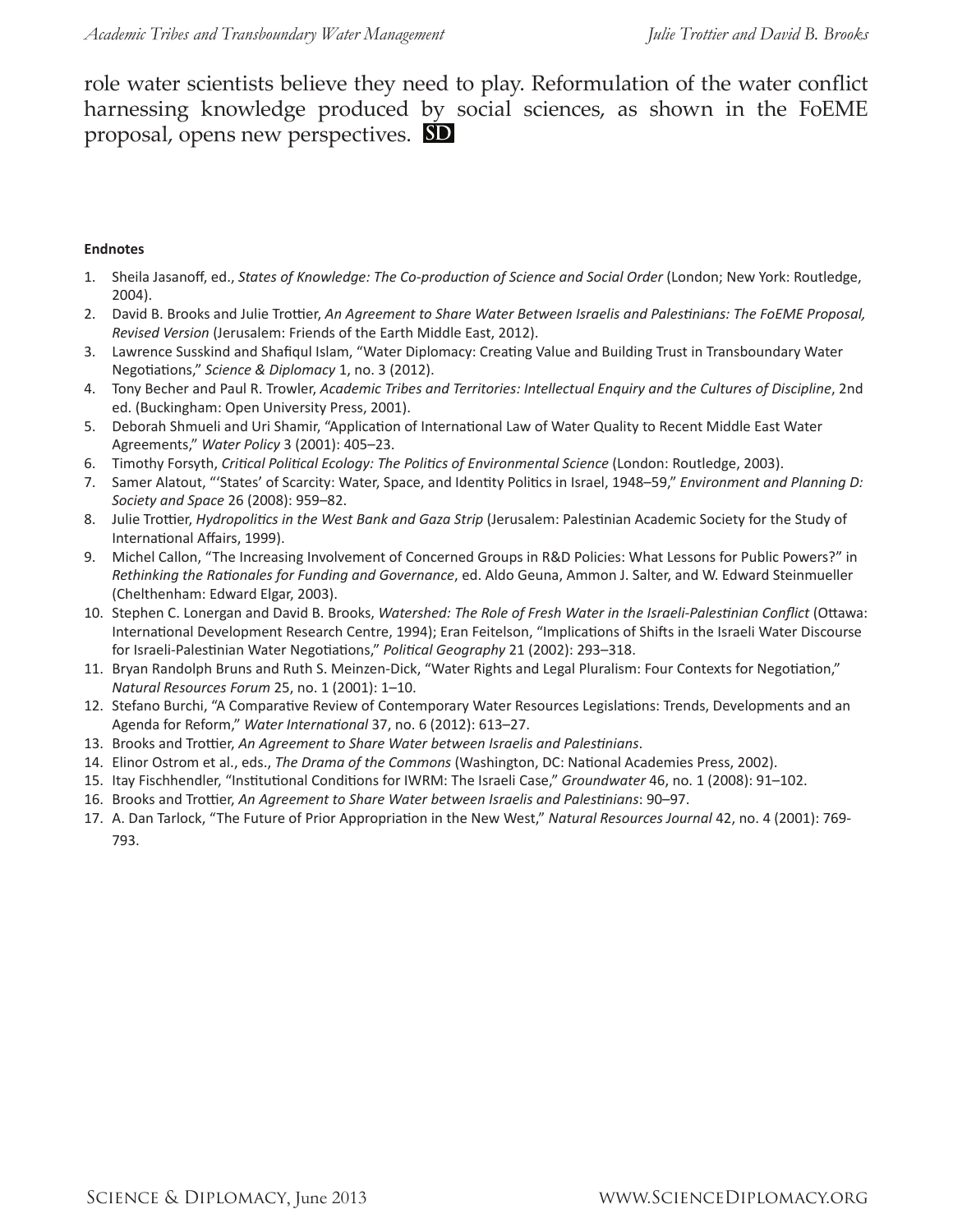role water scientists believe they need to play. Reformulation of the water conflict harnessing knowledge produced by social sciences, as shown in the FoEME proposal, opens new perspectives. SD

**Endnotes**

1. Sheila Jasanoff, ed., *States of Knowledge: The Co-production of Science and Social Order* (London; New York: Routledge, 2004).
2. David B. Brooks and Julie Trottier, *An Agreement to Share Water Between Israelis and Palestinians: The FoEME Proposal, Revised Version* (Jerusalem: Friends of the Earth Middle East, 2012).
3. Lawrence Susskind and Shafiqul Islam, "Water Diplomacy: Creating Value and Building Trust in Transboundary Water Negotiations," *Science & Diplomacy* 1, no. 3 (2012).
4. Tony Becher and Paul R. Trowler, *Academic Tribes and Territories: Intellectual Enquiry and the Cultures of Discipline*, 2nd ed. (Buckingham: Open University Press, 2001).
5. Deborah Shmueli and Uri Shamir, "Application of International Law of Water Quality to Recent Middle East Water Agreements," *Water Policy* 3 (2001): 405–23.
6. Timothy Forsyth, *Critical Political Ecology: The Politics of Environmental Science* (London: Routledge, 2003).
7. Samer Alatout, "'States' of Scarcity: Water, Space, and Identity Politics in Israel, 1948–59," *Environment and Planning D: Society and Space* 26 (2008): 959–82.
8. Julie Trottier, *Hydropolitics in the West Bank and Gaza Strip* (Jerusalem: Palestinian Academic Society for the Study of International Affairs, 1999).
9. Michel Callon, "The Increasing Involvement of Concerned Groups in R&D Policies: What Lessons for Public Powers?" in *Rethinking the Rationales for Funding and Governance*, ed. Aldo Geuna, Ammon J. Salter, and W. Edward Steinmueller (Chelthenham: Edward Elgar, 2003).
10. Stephen C. Lonergan and David B. Brooks, *Watershed: The Role of Fresh Water in the Israeli-Palestinian Conflict* (Ottawa: International Development Research Centre, 1994); Eran Feitelson, "Implications of Shifts in the Israeli Water Discourse for Israeli-Palestinian Water Negotiations," *Political Geography* 21 (2002): 293–318.
11. Bryan Randolph Bruns and Ruth S. Meinzen-Dick, "Water Rights and Legal Pluralism: Four Contexts for Negotiation," *Natural Resources Forum* 25, no. 1 (2001): 1–10.
12. Stefano Burchi, "A Comparative Review of Contemporary Water Resources Legislations: Trends, Developments and an Agenda for Reform," *Water International* 37, no. 6 (2012): 613–27.
13. Brooks and Trottier, *An Agreement to Share Water between Israelis and Palestinians*.
14. Elinor Ostrom et al., eds., *The Drama of the Commons* (Washington, DC: National Academies Press, 2002).
15. Itay Fischhendler, "Institutional Conditions for IWRM: The Israeli Case," *Groundwater* 46, no. 1 (2008): 91–102.
16. Brooks and Trottier, *An Agreement to Share Water between Israelis and Palestinians*: 90–97.
17. A. Dan Tarlock, "The Future of Prior Appropriation in the New West," *Natural Resources Journal* 42, no. 4 (2001): 769-793.